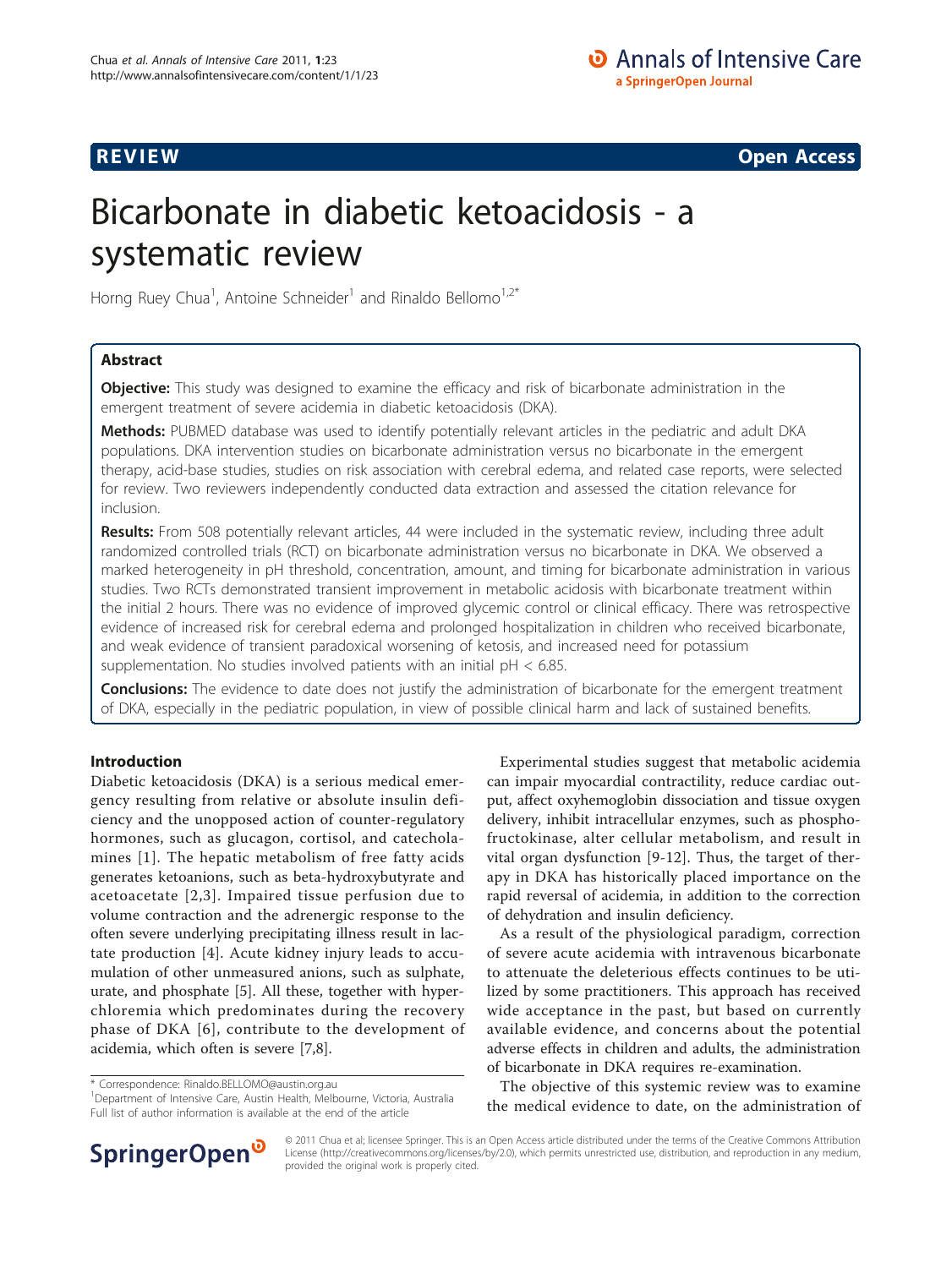**REVIEW** **Open Access**

# Bicarbonate in diabetic ketoacidosis - a systematic review

Horng Ruey Chua[1], Antoine Schneider[1] and Rinaldo Bellomo[1,2*]

## Abstract

**Objective:** This study was designed to examine the efficacy and risk of bicarbonate administration in the emergent treatment of severe acidemia in diabetic ketoacidosis (DKA).

**Methods:** PUBMED database was used to identify potentially relevant articles in the pediatric and adult DKA populations. DKA intervention studies on bicarbonate administration versus no bicarbonate in the emergent therapy, acid-base studies, studies on risk association with cerebral edema, and related case reports, were selected for review. Two reviewers independently conducted data extraction and assessed the citation relevance for inclusion.

**Results:** From 508 potentially relevant articles, 44 were included in the systematic review, including three adult randomized controlled trials (RCT) on bicarbonate administration versus no bicarbonate in DKA. We observed a marked heterogeneity in pH threshold, concentration, amount, and timing for bicarbonate administration in various studies. Two RCTs demonstrated transient improvement in metabolic acidosis with bicarbonate treatment within the initial 2 hours. There was no evidence of improved glycemic control or clinical efficacy. There was retrospective evidence of increased risk for cerebral edema and prolonged hospitalization in children who received bicarbonate, and weak evidence of transient paradoxical worsening of ketosis, and increased need for potassium supplementation. No studies involved patients with an initial pH < 6.85.

**Conclusions:** The evidence to date does not justify the administration of bicarbonate for the emergent treatment of DKA, especially in the pediatric population, in view of possible clinical harm and lack of sustained benefits.

## Introduction

Diabetic ketoacidosis (DKA) is a serious medical emergency resulting from relative or absolute insulin deficiency and the unopposed action of counter-regulatory hormones, such as glucagon, cortisol, and catecholamines [1]. The hepatic metabolism of free fatty acids generates ketoanions, such as beta-hydroxybutyrate and acetoacetate [2,3]. Impaired tissue perfusion due to volume contraction and the adrenergic response to the often severe underlying precipitating illness result in lactate production [4]. Acute kidney injury leads to accumulation of other unmeasured anions, such as sulphate, urate, and phosphate [5]. All these, together with hyperchloremia which predominates during the recovery phase of DKA [6], contribute to the development of acidemia, which often is severe [7,8].

Experimental studies suggest that metabolic acidemia can impair myocardial contractility, reduce cardiac output, affect oxyhemoglobin dissociation and tissue oxygen delivery, inhibit intracellular enzymes, such as phosphofructokinase, alter cellular metabolism, and result in vital organ dysfunction [9-12]. Thus, the target of therapy in DKA has historically placed importance on the rapid reversal of acidemia, in addition to the correction of dehydration and insulin deficiency.

As a result of the physiological paradigm, correction of severe acute acidemia with intravenous bicarbonate to attenuate the deleterious effects continues to be utilized by some practitioners. This approach has received wide acceptance in the past, but based on currently available evidence, and concerns about the potential adverse effects in children and adults, the administration of bicarbonate in DKA requires re-examination.

The objective of this systemic review was to examine the medical evidence to date, on the administration of

\* Correspondence: Rinaldo.BELLOMO@austin.org.au
[1]Department of Intensive Care, Austin Health, Melbourne, Victoria, Australia
Full list of author information is available at the end of the article

© 2011 Chua et al; licensee Springer. This is an Open Access article distributed under the terms of the Creative Commons Attribution License (http://creativecommons.org/licenses/by/2.0), which permits unrestricted use, distribution, and reproduction in any medium, provided the original work is properly cited.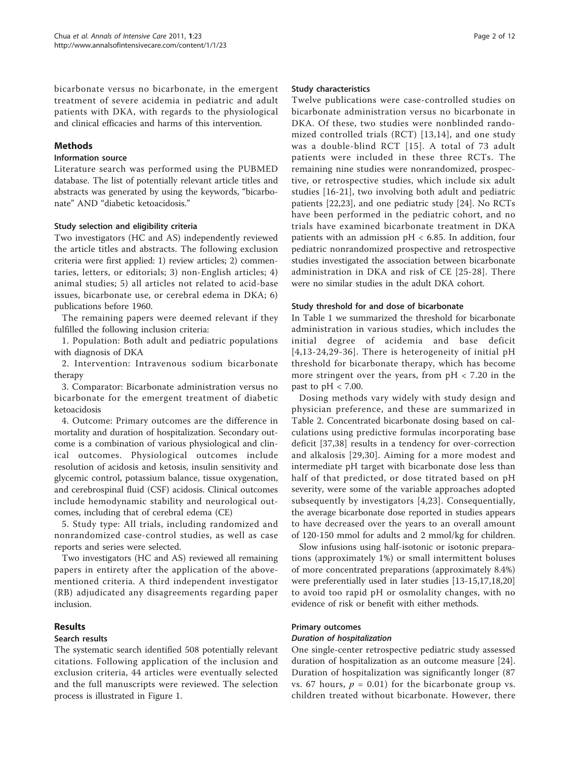bicarbonate versus no bicarbonate, in the emergent treatment of severe acidemia in pediatric and adult patients with DKA, with regards to the physiological and clinical efficacies and harms of this intervention.

## Methods

### Information source

Literature search was performed using the PUBMED database. The list of potentially relevant article titles and abstracts was generated by using the keywords, "bicarbonate" AND "diabetic ketoacidosis."

#### Study selection and eligibility criteria

Two investigators (HC and AS) independently reviewed the article titles and abstracts. The following exclusion criteria were first applied: 1) review articles; 2) commentaries, letters, or editorials; 3) non-English articles; 4) animal studies; 5) all articles not related to acid-base issues, bicarbonate use, or cerebral edema in DKA; 6) publications before 1960.

The remaining papers were deemed relevant if they fulfilled the following inclusion criteria:

1. Population: Both adult and pediatric populations with diagnosis of DKA
2. Intervention: Intravenous sodium bicarbonate therapy
3. Comparator: Bicarbonate administration versus no bicarbonate for the emergent treatment of diabetic ketoacidosis
4. Outcome: Primary outcomes are the difference in mortality and duration of hospitalization. Secondary outcome is a combination of various physiological and clinical outcomes. Physiological outcomes include resolution of acidosis and ketosis, insulin sensitivity and glycemic control, potassium balance, tissue oxygenation, and cerebrospinal fluid (CSF) acidosis. Clinical outcomes include hemodynamic stability and neurological outcomes, including that of cerebral edema (CE)
5. Study type: All trials, including randomized and nonrandomized case-control studies, as well as case reports and series were selected.

Two investigators (HC and AS) reviewed all remaining papers in entirety after the application of the above-mentioned criteria. A third independent investigator (RB) adjudicated any disagreements regarding paper inclusion.

## Results

### Search results

The systematic search identified 508 potentially relevant citations. Following application of the inclusion and exclusion criteria, 44 articles were eventually selected and the full manuscripts were reviewed. The selection process is illustrated in Figure 1.

#### Study characteristics

Twelve publications were case-controlled studies on bicarbonate administration versus no bicarbonate in DKA. Of these, two studies were nonblinded randomized controlled trials (RCT) [13,14], and one study was a double-blind RCT [15]. A total of 73 adult patients were included in these three RCTs. The remaining nine studies were nonrandomized, prospective, or retrospective studies, which include six adult studies [16-21], two involving both adult and pediatric patients [22,23], and one pediatric study [24]. No RCTs have been performed in the pediatric cohort, and no trials have examined bicarbonate treatment in DKA patients with an admission pH < 6.85. In addition, four pediatric nonrandomized prospective and retrospective studies investigated the association between bicarbonate administration in DKA and risk of CE [25-28]. There were no similar studies in the adult DKA cohort.

#### Study threshold for and dose of bicarbonate

In Table 1 we summarized the threshold for bicarbonate administration in various studies, which includes the initial degree of acidemia and base deficit [4,13-24,29-36]. There is heterogeneity of initial pH threshold for bicarbonate therapy, which has become more stringent over the years, from pH < 7.20 in the past to pH < 7.00.

Dosing methods vary widely with study design and physician preference, and these are summarized in Table 2. Concentrated bicarbonate dosing based on calculations using predictive formulas incorporating base deficit [37,38] results in a tendency for over-correction and alkalosis [29,30]. Aiming for a more modest and intermediate pH target with bicarbonate dose less than half of that predicted, or dose titrated based on pH severity, were some of the variable approaches adopted subsequently by investigators [4,23]. Consequentially, the average bicarbonate dose reported in studies appears to have decreased over the years to an overall amount of 120-150 mmol for adults and 2 mmol/kg for children.

Slow infusions using half-isotonic or isotonic preparations (approximately 1%) or small intermittent boluses of more concentrated preparations (approximately 8.4%) were preferentially used in later studies [13-15,17,18,20] to avoid too rapid pH or osmolality changes, with no evidence of risk or benefit with either methods.

#### Primary outcomes

##### *Duration of hospitalization*

One single-center retrospective pediatric study assessed duration of hospitalization as an outcome measure [24]. Duration of hospitalization was significantly longer (87 vs. 67 hours, $p = 0.01$) for the bicarbonate group vs. children treated without bicarbonate. However, there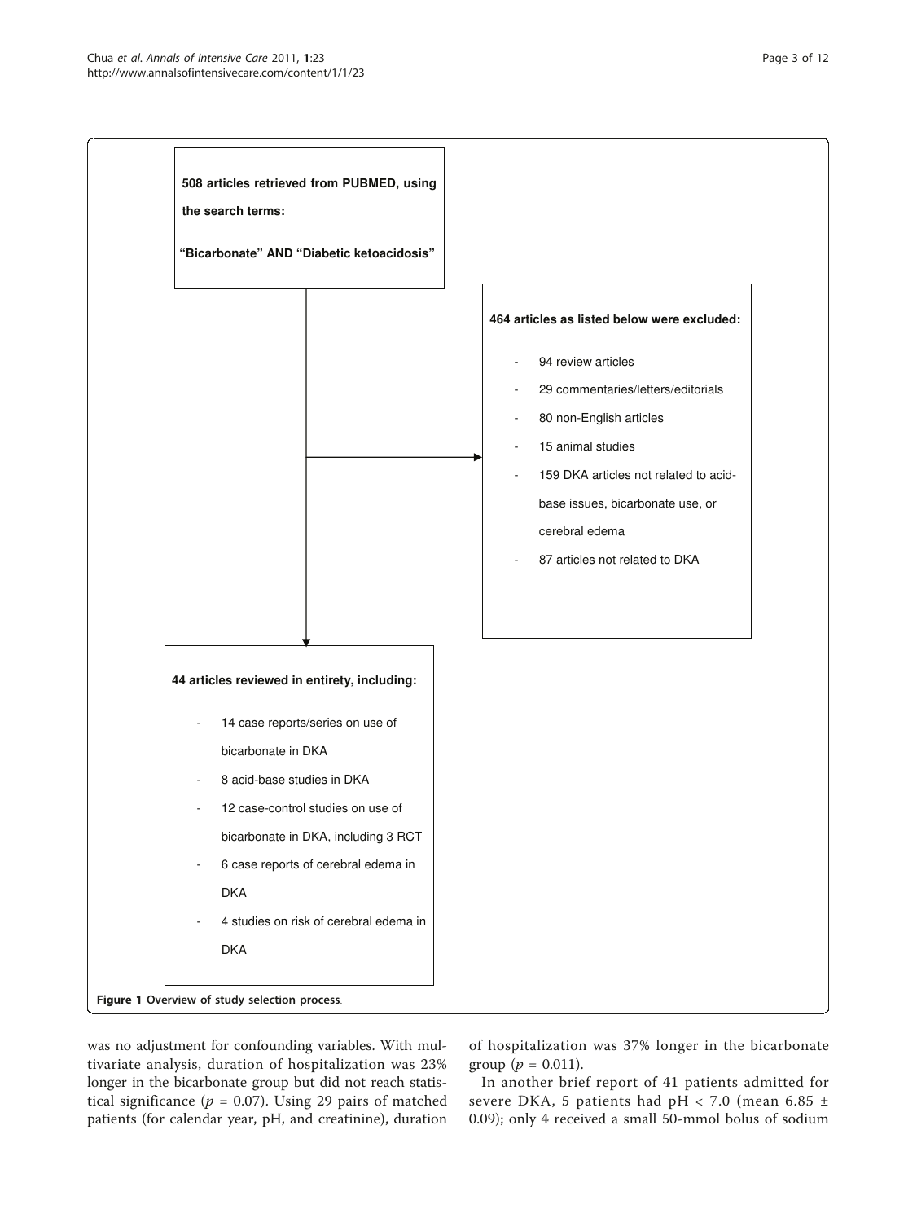508 articles retrieved from PUBMED, using the search terms:

"Bicarbonate" AND "Diabetic ketoacidosis"

464 articles as listed below were excluded:

- 94 review articles
- 29 commentaries/letters/editorials
- 80 non-English articles
- 15 animal studies
- 159 DKA articles not related to acid-base issues, bicarbonate use, or cerebral edema
- 87 articles not related to DKA

44 articles reviewed in entirety, including:

- 14 case reports/series on use of bicarbonate in DKA
- 8 acid-base studies in DKA
- 12 case-control studies on use of bicarbonate in DKA, including 3 RCT
- 6 case reports of cerebral edema in DKA
- 4 studies on risk of cerebral edema in DKA

**Figure 1 Overview of study selection process.**

was no adjustment for confounding variables. With multivariate analysis, duration of hospitalization was 23% longer in the bicarbonate group but did not reach statistical significance ($p = 0.07$). Using 29 pairs of matched patients (for calendar year, pH, and creatinine), duration of hospitalization was 37% longer in the bicarbonate group ($p = 0.011$).

In another brief report of 41 patients admitted for severe DKA, 5 patients had pH < 7.0 (mean 6.85 ± 0.09); only 4 received a small 50-mmol bolus of sodium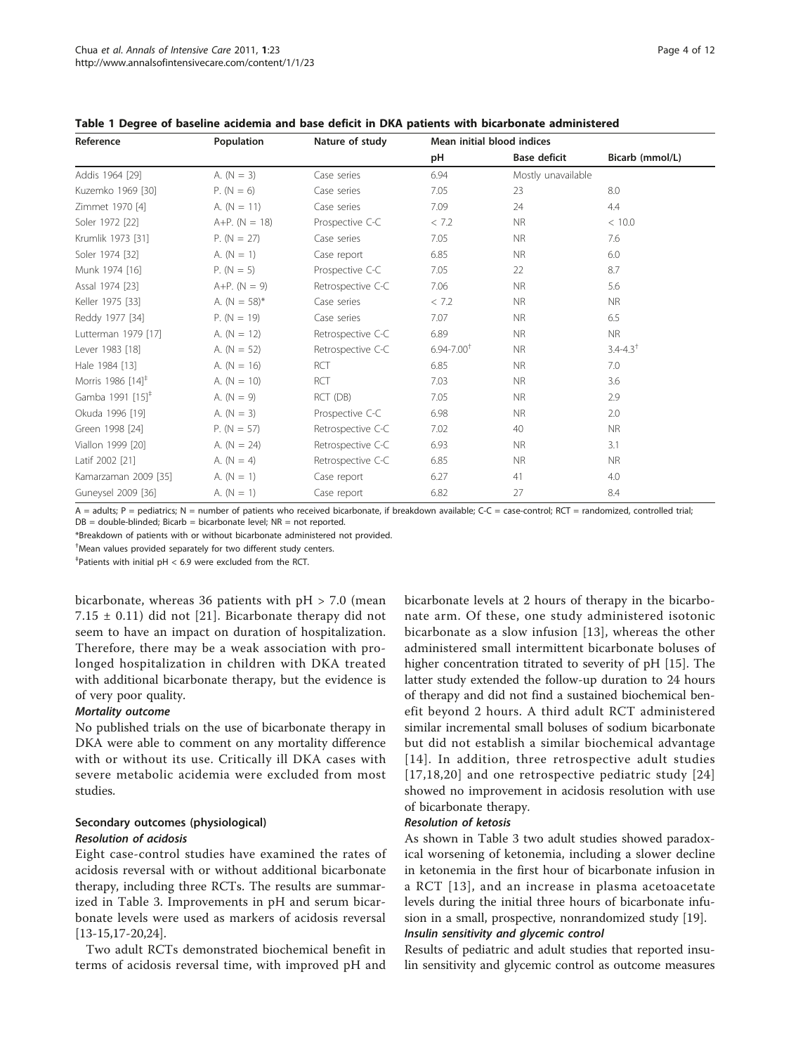**Table 1 Degree of baseline acidemia and base deficit in DKA patients with bicarbonate administered**

| Reference | Population | Nature of study | Mean initial blood indices | | |
|---|---|---|---|---|---|
| | | | pH | Base deficit | Bicarb (mmol/L) |
| Addis 1964 [29] | A. (N = 3) | Case series | 6.94 | Mostly unavailable | |
| Kuzemko 1969 [30] | P. (N = 6) | Case series | 7.05 | 23 | 8.0 |
| Zimmet 1970 [4] | A. (N = 11) | Case series | 7.09 | 24 | 4.4 |
| Soler 1972 [22] | A+P. (N = 18) | Prospective C-C | < 7.2 | NR | < 10.0 |
| Krumlik 1973 [31] | P. (N = 27) | Case series | 7.05 | NR | 7.6 |
| Soler 1974 [32] | A. (N = 1) | Case report | 6.85 | NR | 6.0 |
| Munk 1974 [16] | P. (N = 5) | Prospective C-C | 7.05 | 22 | 8.7 |
| Assal 1974 [23] | A+P. (N = 9) | Retrospective C-C | 7.06 | NR | 5.6 |
| Keller 1975 [33] | A. (N = 58)* | Case series | < 7.2 | NR | NR |
| Reddy 1977 [34] | P. (N = 19) | Case series | 7.07 | NR | 6.5 |
| Lutterman 1979 [17] | A. (N = 12) | Retrospective C-C | 6.89 | NR | NR |
| Lever 1983 [18] | A. (N = 52) | Retrospective C-C | 6.94-7.00[†] | NR | 3.4-4.3[†] |
| Hale 1984 [13] | A. (N = 16) | RCT | 6.85 | NR | 7.0 |
| Morris 1986 [14][‡] | A. (N = 10) | RCT | 7.03 | NR | 3.6 |
| Gamba 1991 [15][‡] | A. (N = 9) | RCT (DB) | 7.05 | NR | 2.9 |
| Okuda 1996 [19] | A. (N = 3) | Prospective C-C | 6.98 | NR | 2.0 |
| Green 1998 [24] | P. (N = 57) | Retrospective C-C | 7.02 | 40 | NR |
| Viallon 1999 [20] | A. (N = 24) | Retrospective C-C | 6.93 | NR | 3.1 |
| Latif 2002 [21] | A. (N = 4) | Retrospective C-C | 6.85 | NR | NR |
| Kamarzaman 2009 [35] | A. (N = 1) | Case report | 6.27 | 41 | 4.0 |
| Guneysel 2009 [36] | A. (N = 1) | Case report | 6.82 | 27 | 8.4 |

A = adults; P = pediatrics; N = number of patients who received bicarbonate, if breakdown available; C-C = case-control; RCT = randomized, controlled trial; DB = double-blinded; Bicarb = bicarbonate level; NR = not reported.

*Breakdown of patients with or without bicarbonate administered not provided.

[†]Mean values provided separately for two different study centers.

[‡]Patients with initial pH < 6.9 were excluded from the RCT.

bicarbonate, whereas 36 patients with pH > 7.0 (mean 7.15 ± 0.11) did not [21]. Bicarbonate therapy did not seem to have an impact on duration of hospitalization. Therefore, there may be a weak association with prolonged hospitalization in children with DKA treated with additional bicarbonate therapy, but the evidence is of very poor quality.

#### *Mortality outcome*

No published trials on the use of bicarbonate therapy in DKA were able to comment on any mortality difference with or without its use. Critically ill DKA cases with severe metabolic acidemia were excluded from most studies.

### Secondary outcomes (physiological)

#### *Resolution of acidosis*

Eight case-control studies have examined the rates of acidosis reversal with or without additional bicarbonate therapy, including three RCTs. The results are summarized in Table 3. Improvements in pH and serum bicarbonate levels were used as markers of acidosis reversal [13-15,17-20,24].

Two adult RCTs demonstrated biochemical benefit in terms of acidosis reversal time, with improved pH and bicarbonate levels at 2 hours of therapy in the bicarbonate arm. Of these, one study administered isotonic bicarbonate as a slow infusion [13], whereas the other administered small intermittent bicarbonate boluses of higher concentration titrated to severity of pH [15]. The latter study extended the follow-up duration to 24 hours of therapy and did not find a sustained biochemical benefit beyond 2 hours. A third adult RCT administered similar incremental small boluses of sodium bicarbonate but did not establish a similar biochemical advantage [14]. In addition, three retrospective adult studies [17,18,20] and one retrospective pediatric study [24] showed no improvement in acidosis resolution with use of bicarbonate therapy.

#### *Resolution of ketosis*

As shown in Table 3 two adult studies showed paradoxical worsening of ketonemia, including a slower decline in ketonemia in the first hour of bicarbonate infusion in a RCT [13], and an increase in plasma acetoacetate levels during the initial three hours of bicarbonate infusion in a small, prospective, nonrandomized study [19].

#### *Insulin sensitivity and glycemic control*

Results of pediatric and adult studies that reported insulin sensitivity and glycemic control as outcome measures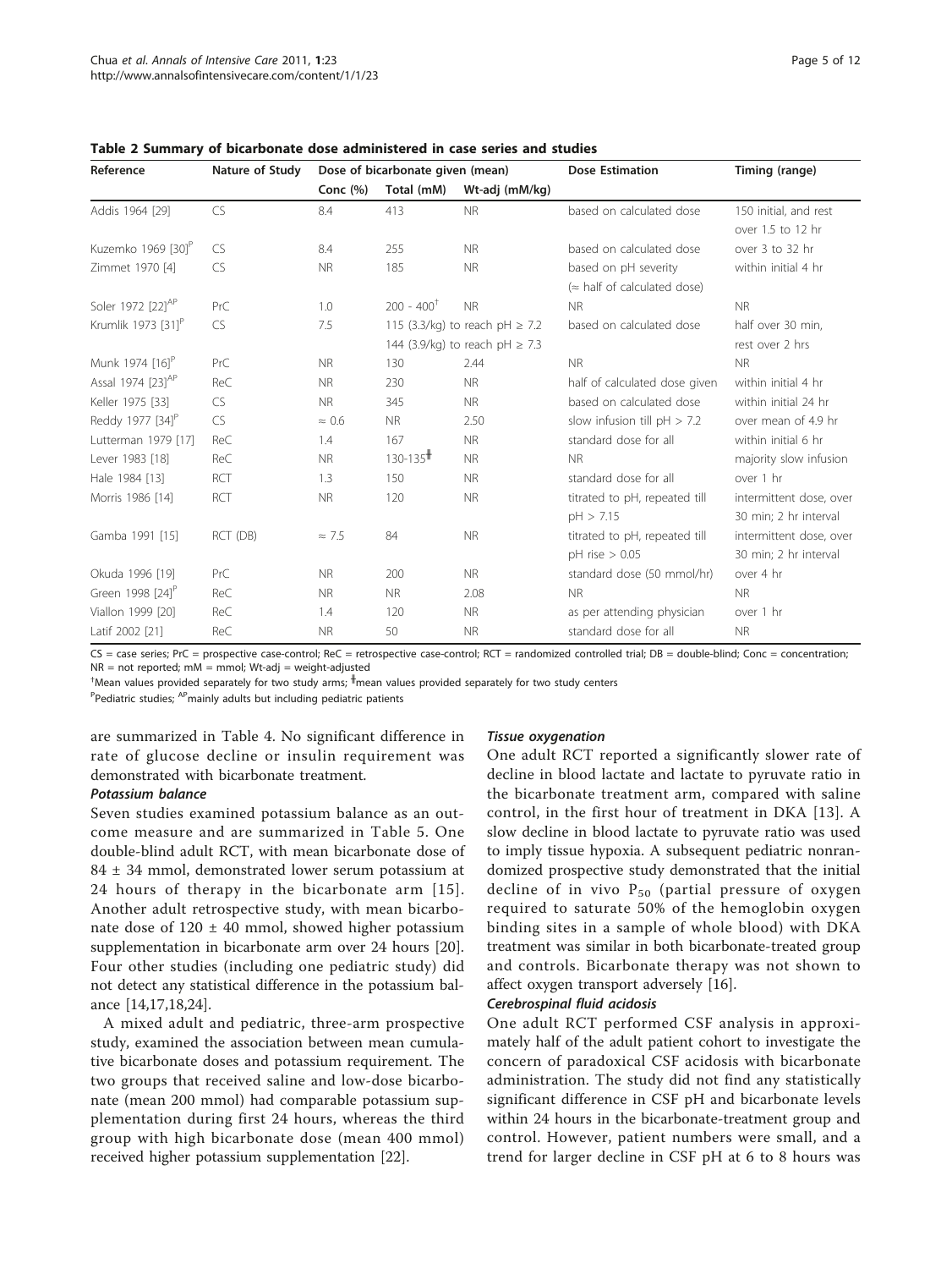**Table 2 Summary of bicarbonate dose administered in case series and studies**

| Reference | Nature of Study | Dose of bicarbonate given (mean) | | | Dose Estimation | Timing (range) |
|---|---|---|---|---|---|---|
| | | Conc (%) | Total (mM) | Wt-adj (mM/kg) | | |
| Addis 1964 [29] | CS | 8.4 | 413 | NR | based on calculated dose | 150 initial, and rest over 1.5 to 12 hr |
| Kuzemko 1969 [30][P] | CS | 8.4 | 255 | NR | based on calculated dose | over 3 to 32 hr |
| Zimmet 1970 [4] | CS | NR | 185 | NR | based on pH severity (≈ half of calculated dose) | within initial 4 hr |
| Soler 1972 [22][AP] | PrC | 1.0 | 200 - 400[†] | NR | NR | NR |
| Krumlik 1973 [31][P] | CS | 7.5 | 115 (3.3/kg) to reach pH ≥ 7.2; 144 (3.9/kg) to reach pH ≥ 7.3 | | based on calculated dose | half over 30 min, rest over 2 hrs |
| Munk 1974 [16][P] | PrC | NR | 130 | 2.44 | NR | NR |
| Assal 1974 [23][AP] | ReC | NR | 230 | NR | half of calculated dose given | within initial 4 hr |
| Keller 1975 [33] | CS | NR | 345 | NR | based on calculated dose | within initial 24 hr |
| Reddy 1977 [34][P] | CS | ≈ 0.6 | NR | 2.50 | slow infusion till pH > 7.2 | over mean of 4.9 hr |
| Lutterman 1979 [17] | ReC | 1.4 | 167 | NR | standard dose for all | within initial 6 hr |
| Lever 1983 [18] | ReC | NR | 130-135[‡] | NR | NR | majority slow infusion |
| Hale 1984 [13] | RCT | 1.3 | 150 | NR | standard dose for all | over 1 hr |
| Morris 1986 [14] | RCT | NR | 120 | NR | titrated to pH, repeated till pH > 7.15 | intermittent dose, over 30 min; 2 hr interval |
| Gamba 1991 [15] | RCT (DB) | ≈ 7.5 | 84 | NR | titrated to pH, repeated till pH rise > 0.05 | intermittent dose, over 30 min; 2 hr interval |
| Okuda 1996 [19] | PrC | NR | 200 | NR | standard dose (50 mmol/hr) | over 4 hr |
| Green 1998 [24][P] | ReC | NR | NR | 2.08 | NR | NR |
| Viallon 1999 [20] | ReC | 1.4 | 120 | NR | as per attending physician | over 1 hr |
| Latif 2002 [21] | ReC | NR | 50 | NR | standard dose for all | NR |

CS = case series; PrC = prospective case-control; ReC = retrospective case-control; RCT = randomized controlled trial; DB = double-blind; Conc = concentration; NR = not reported; mM = mmol; Wt-adj = weight-adjusted

[†]Mean values provided separately for two study arms; [‡]mean values provided separately for two study centers

[P]Pediatric studies; [AP]mainly adults but including pediatric patients

are summarized in Table 4. No significant difference in rate of glucose decline or insulin requirement was demonstrated with bicarbonate treatment.

#### *Potassium balance*

Seven studies examined potassium balance as an outcome measure and are summarized in Table 5. One double-blind adult RCT, with mean bicarbonate dose of 84 ± 34 mmol, demonstrated lower serum potassium at 24 hours of therapy in the bicarbonate arm [15]. Another adult retrospective study, with mean bicarbonate dose of 120 ± 40 mmol, showed higher potassium supplementation in bicarbonate arm over 24 hours [20]. Four other studies (including one pediatric study) did not detect any statistical difference in the potassium balance [14,17,18,24].

A mixed adult and pediatric, three-arm prospective study, examined the association between mean cumulative bicarbonate doses and potassium requirement. The two groups that received saline and low-dose bicarbonate (mean 200 mmol) had comparable potassium supplementation during first 24 hours, whereas the third group with high bicarbonate dose (mean 400 mmol) received higher potassium supplementation [22].

#### *Tissue oxygenation*

One adult RCT reported a significantly slower rate of decline in blood lactate and lactate to pyruvate ratio in the bicarbonate treatment arm, compared with saline control, in the first hour of treatment in DKA [13]. A slow decline in blood lactate to pyruvate ratio was used to imply tissue hypoxia. A subsequent pediatric nonrandomized prospective study demonstrated that the initial decline of in vivo $P_{50}$ (partial pressure of oxygen required to saturate 50% of the hemoglobin oxygen binding sites in a sample of whole blood) with DKA treatment was similar in both bicarbonate-treated group and controls. Bicarbonate therapy was not shown to affect oxygen transport adversely [16].

#### *Cerebrospinal fluid acidosis*

One adult RCT performed CSF analysis in approximately half of the adult patient cohort to investigate the concern of paradoxical CSF acidosis with bicarbonate administration. The study did not find any statistically significant difference in CSF pH and bicarbonate levels within 24 hours in the bicarbonate-treatment group and control. However, patient numbers were small, and a trend for larger decline in CSF pH at 6 to 8 hours was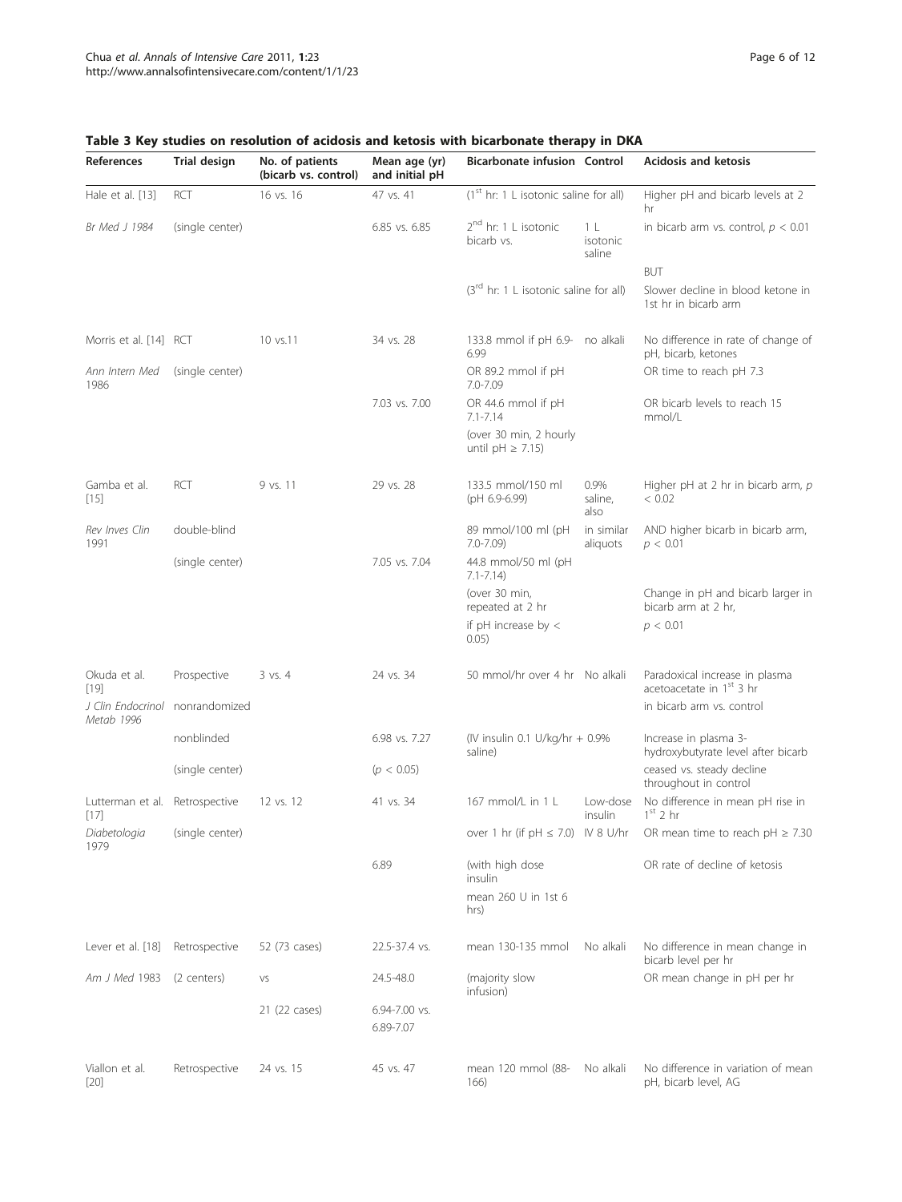**Table 3 Key studies on resolution of acidosis and ketosis with bicarbonate therapy in DKA**

| References | Trial design | No. of patients (bicarb vs. control) | Mean age (yr) and initial pH | Bicarbonate infusion | Control | Acidosis and ketosis |
|---|---|---|---|---|---|---|
| Hale et al. [13] *Br Med J* 1984 | RCT (single center) | 16 vs. 16 | 47 vs. 41<br>6.85 vs. 6.85 | (1[st] hr: 1 L isotonic saline for all)<br>2[nd] hr: 1 L isotonic bicarb vs.<br>(3[rd] hr: 1 L isotonic saline for all) | 1 L isotonic saline | Higher pH and bicarb levels at 2 hr in bicarb arm vs. control, $p < 0.01$<br>BUT<br>Slower decline in blood ketone in 1st hr in bicarb arm |
| Morris et al. [14] *Ann Intern Med* 1986 | RCT (single center) | 10 vs.11 | 34 vs. 28<br>7.03 vs. 7.00 | 133.8 mmol if pH 6.9-6.99<br>OR 89.2 mmol if pH 7.0-7.09<br>OR 44.6 mmol if pH 7.1-7.14<br>(over 30 min, 2 hourly until pH ≥ 7.15) | no alkali | No difference in rate of change of pH, bicarb, ketones<br>OR time to reach pH 7.3<br>OR bicarb levels to reach 15 mmol/L |
| Gamba et al. [15] *Rev Inves Clin* 1991 | RCT double-blind (single center) | 9 vs. 11 | 29 vs. 28<br>7.05 vs. 7.04 | 133.5 mmol/150 ml (pH 6.9-6.99)<br>89 mmol/100 ml (pH 7.0-7.09)<br>44.8 mmol/50 ml (pH 7.1-7.14)<br>(over 30 min, repeated at 2 hr if pH increase by < 0.05) | 0.9% saline, also in similar aliquots | Higher pH at 2 hr in bicarb arm, $p < 0.02$<br>AND higher bicarb in bicarb arm, $p < 0.01$<br>Change in pH and bicarb larger in bicarb arm at 2 hr, $p < 0.01$ |
| Okuda et al. [19] *J Clin Endocrinol Metab* 1996 | Prospective nonrandomized nonblinded (single center) | 3 vs. 4 | 24 vs. 34<br>6.98 vs. 7.27<br>($p < 0.05$) | 50 mmol/hr over 4 hr<br>(IV insulin 0.1 U/kg/hr + 0.9% saline) | No alkali | Paradoxical increase in plasma acetoacetate in 1[st] 3 hr in bicarb arm vs. control<br>Increase in plasma 3-hydroxybutyrate level after bicarb ceased vs. steady decline throughout in control |
| Lutterman et al. [17] *Diabetologia* 1979 | Retrospective (single center) | 12 vs. 12 | 41 vs. 34<br>6.89 | 167 mmol/L in 1 L over 1 hr (if pH ≤ 7.0)<br>(with high dose insulin mean 260 U in 1st 6 hrs) | Low-dose insulin IV 8 U/hr | No difference in mean pH rise in 1[st] 2 hr<br>OR mean time to reach pH ≥ 7.30<br>OR rate of decline of ketosis |
| Lever et al. [18] *Am J Med* 1983 | Retrospective (2 centers) | 52 (73 cases) vs 21 (22 cases) | 22.5-37.4 vs. 24.5-48.0<br>6.94-7.00 vs. 6.89-7.07 | mean 130-135 mmol (majority slow infusion) | No alkali | No difference in mean change in bicarb level per hr<br>OR mean change in pH per hr |
| Viallon et al. [20] | Retrospective | 24 vs. 15 | 45 vs. 47 | mean 120 mmol (88-166) | No alkali | No difference in variation of mean pH, bicarb level, AG |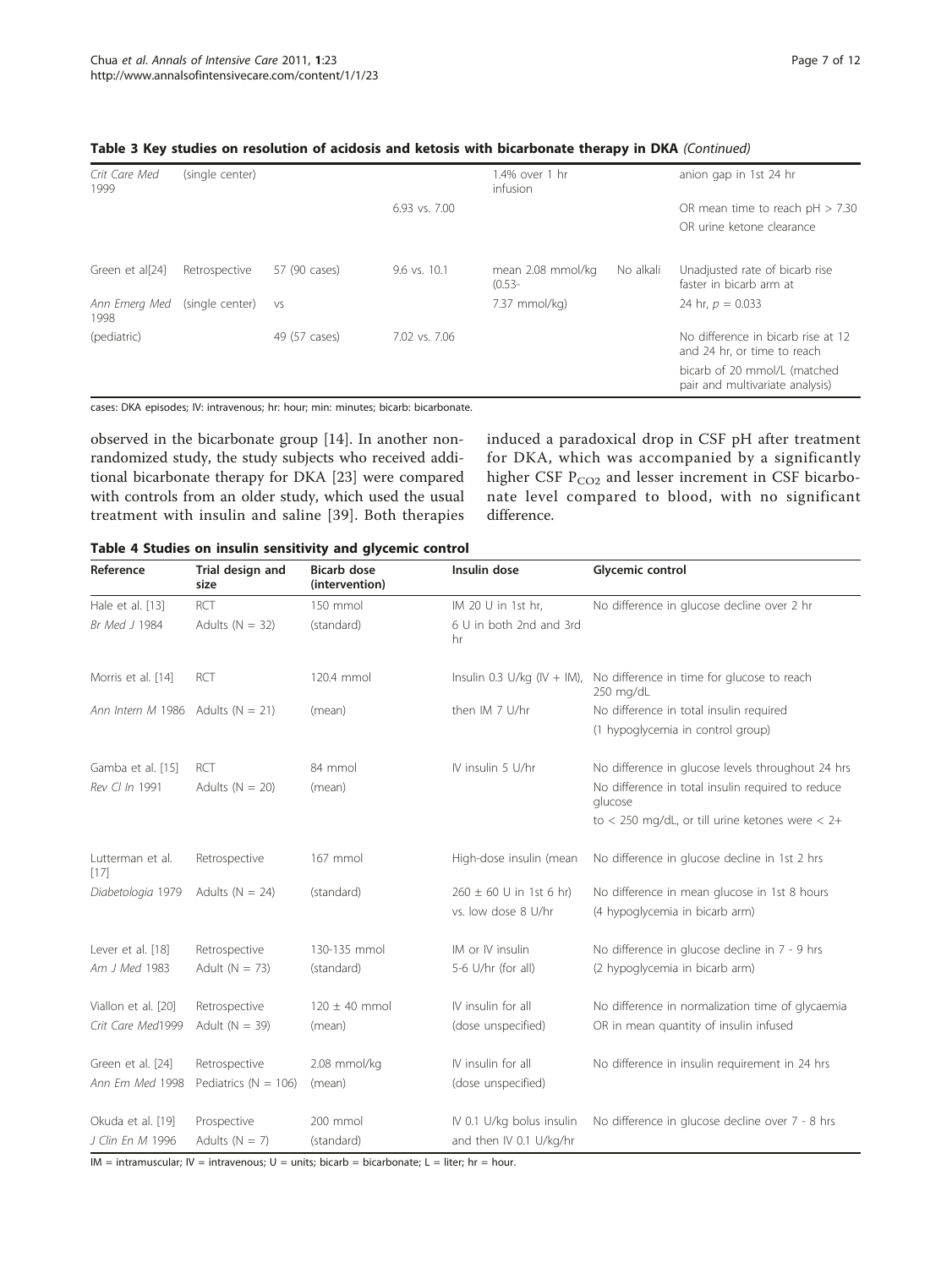**Table 3 Key studies on resolution of acidosis and ketosis with bicarbonate therapy in DKA** *(Continued)*

| | | | | | | |
|---|---|---|---|---|---|---|
| *Crit Care Med* 1999 | (single center) | | | 1.4% over 1 hr infusion | | anion gap in 1st 24 hr |
| | | | 6.93 vs. 7.00 | | | OR mean time to reach pH > 7.30<br>OR urine ketone clearance |
| Green et al[24] | Retrospective | 57 (90 cases) | 9.6 vs. 10.1 | mean 2.08 mmol/kg (0.53- | No alkali | Unadjusted rate of bicarb rise faster in bicarb arm at |
| *Ann Emerg Med* 1998 | (single center) | vs | | 7.37 mmol/kg) | | 24 hr, $p = 0.033$ |
| (pediatric) | | 49 (57 cases) | 7.02 vs. 7.06 | | | No difference in bicarb rise at 12 and 24 hr, or time to reach<br>bicarb of 20 mmol/L (matched pair and multivariate analysis) |

cases: DKA episodes; IV: intravenous; hr: hour; min: minutes; bicarb: bicarbonate.

observed in the bicarbonate group [14]. In another non-randomized study, the study subjects who received additional bicarbonate therapy for DKA [23] were compared with controls from an older study, which used the usual treatment with insulin and saline [39]. Both therapies induced a paradoxical drop in CSF pH after treatment for DKA, which was accompanied by a significantly higher CSF $P_{CO_2}$ and lesser increment in CSF bicarbonate level compared to blood, with no significant difference.

**Table 4 Studies on insulin sensitivity and glycemic control**

| Reference | Trial design and size | Bicarb dose (intervention) | Insulin dose | Glycemic control |
|---|---|---|---|---|
| Hale et al. [13]<br>*Br Med J* 1984 | RCT<br>Adults (N = 32) | 150 mmol<br>(standard) | IM 20 U in 1st hr,<br>6 U in both 2nd and 3rd hr | No difference in glucose decline over 2 hr |
| Morris et al. [14]<br>*Ann Intern M* 1986 | RCT<br>Adults (N = 21) | 120.4 mmol<br>(mean) | Insulin 0.3 U/kg (IV + IM),<br>then IM 7 U/hr | No difference in time for glucose to reach 250 mg/dL<br>No difference in total insulin required<br>(1 hypoglycemia in control group) |
| Gamba et al. [15]<br>*Rev Cl In* 1991 | RCT<br>Adults (N = 20) | 84 mmol<br>(mean) | IV insulin 5 U/hr | No difference in glucose levels throughout 24 hrs<br>No difference in total insulin required to reduce glucose<br>to < 250 mg/dL, or till urine ketones were < 2+ |
| Lutterman et al. [17]<br>*Diabetologia* 1979 | Retrospective<br>Adults (N = 24) | 167 mmol<br>(standard) | High-dose insulin (mean<br>260 ± 60 U in 1st 6 hr)<br>vs. low dose 8 U/hr | No difference in glucose decline in 1st 2 hrs<br>No difference in mean glucose in 1st 8 hours<br>(4 hypoglycemia in bicarb arm) |
| Lever et al. [18]<br>*Am J Med* 1983 | Retrospective<br>Adult (N = 73) | 130-135 mmol<br>(standard) | IM or IV insulin<br>5-6 U/hr (for all) | No difference in glucose decline in 7 - 9 hrs<br>(2 hypoglycemia in bicarb arm) |
| Viallon et al. [20]<br>*Crit Care Med*1999 | Retrospective<br>Adult (N = 39) | 120 ± 40 mmol<br>(mean) | IV insulin for all<br>(dose unspecified) | No difference in normalization time of glycaemia<br>OR in mean quantity of insulin infused |
| Green et al. [24]<br>*Ann Em Med* 1998 | Retrospective<br>Pediatrics (N = 106) | 2.08 mmol/kg<br>(mean) | IV insulin for all<br>(dose unspecified) | No difference in insulin requirement in 24 hrs |
| Okuda et al. [19]<br>*J Clin En M* 1996 | Prospective<br>Adults (N = 7) | 200 mmol<br>(standard) | IV 0.1 U/kg bolus insulin<br>and then IV 0.1 U/kg/hr | No difference in glucose decline over 7 - 8 hrs |

IM = intramuscular; IV = intravenous; U = units; bicarb = bicarbonate; L = liter; hr = hour.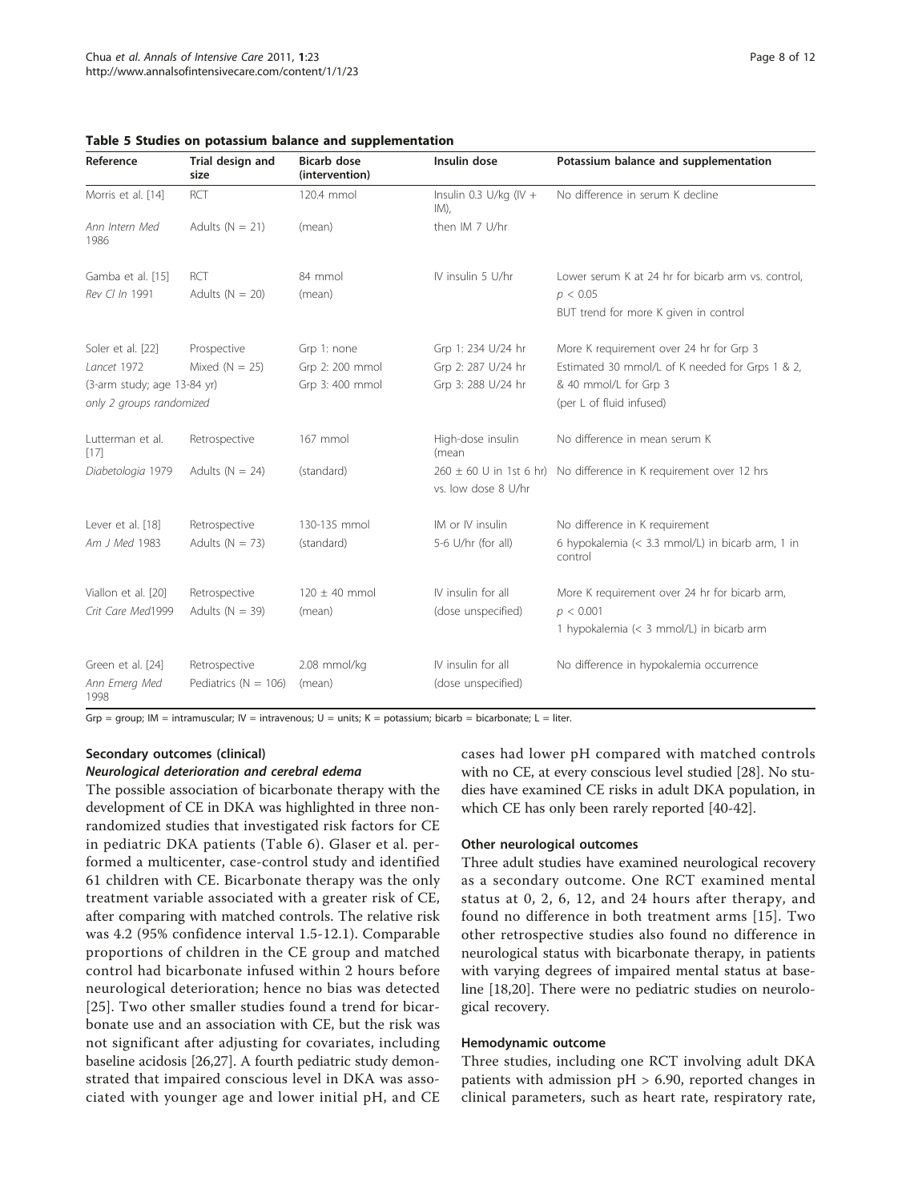**Table 5 Studies on potassium balance and supplementation**

| Reference | Trial design and size | Bicarb dose (intervention) | Insulin dose | Potassium balance and supplementation |
|---|---|---|---|---|
| Morris et al. [14] *Ann Intern Med* 1986 | RCT Adults (N = 21) | 120.4 mmol (mean) | Insulin 0.3 U/kg (IV + IM), then IM 7 U/hr | No difference in serum K decline |
| Gamba et al. [15] *Rev Cl In* 1991 | RCT Adults (N = 20) | 84 mmol (mean) | IV insulin 5 U/hr | Lower serum K at 24 hr for bicarb arm vs. control, $p < 0.05$ BUT trend for more K given in control |
| Soler et al. [22] *Lancet* 1972 (3-arm study; age 13-84 yr) *only 2 groups randomized* | Prospective Mixed (N = 25) | Grp 1: none Grp 2: 200 mmol Grp 3: 400 mmol | Grp 1: 234 U/24 hr Grp 2: 287 U/24 hr Grp 3: 288 U/24 hr | More K requirement over 24 hr for Grp 3 Estimated 30 mmol/L of K needed for Grps 1 & 2, & 40 mmol/L for Grp 3 (per L of fluid infused) |
| Lutterman et al. [17] *Diabetologia* 1979 | Retrospective Adults (N = 24) | 167 mmol (standard) | High-dose insulin (mean 260 ± 60 U in 1st 6 hr) vs. low dose 8 U/hr | No difference in mean serum K No difference in K requirement over 12 hrs |
| Lever et al. [18] *Am J Med* 1983 | Retrospective Adults (N = 73) | 130-135 mmol (standard) | IM or IV insulin 5-6 U/hr (for all) | No difference in K requirement 6 hypokalemia (< 3.3 mmol/L) in bicarb arm, 1 in control |
| Viallon et al. [20] *Crit Care Med*1999 | Retrospective Adults (N = 39) | 120 ± 40 mmol (mean) | IV insulin for all (dose unspecified) | More K requirement over 24 hr for bicarb arm, $p < 0.001$ 1 hypokalemia (< 3 mmol/L) in bicarb arm |
| Green et al. [24] *Ann Emerg Med* 1998 | Retrospective Pediatrics (N = 106) | 2.08 mmol/kg (mean) | IV insulin for all (dose unspecified) | No difference in hypokalemia occurrence |

Grp = group; IM = intramuscular; IV = intravenous; U = units; K = potassium; bicarb = bicarbonate; L = liter.

### Secondary outcomes (clinical)

#### *Neurological deterioration and cerebral edema*

The possible association of bicarbonate therapy with the development of CE in DKA was highlighted in three nonrandomized studies that investigated risk factors for CE in pediatric DKA patients (Table 6). Glaser et al. performed a multicenter, case-control study and identified 61 children with CE. Bicarbonate therapy was the only treatment variable associated with a greater risk of CE, after comparing with matched controls. The relative risk was 4.2 (95% confidence interval 1.5-12.1). Comparable proportions of children in the CE group and matched control had bicarbonate infused within 2 hours before neurological deterioration; hence no bias was detected [25]. Two other smaller studies found a trend for bicarbonate use and an association with CE, but the risk was not significant after adjusting for covariates, including baseline acidosis [26,27]. A fourth pediatric study demonstrated that impaired conscious level in DKA was associated with younger age and lower initial pH, and CE cases had lower pH compared with matched controls with no CE, at every conscious level studied [28]. No studies have examined CE risks in adult DKA population, in which CE has only been rarely reported [40-42].

#### Other neurological outcomes

Three adult studies have examined neurological recovery as a secondary outcome. One RCT examined mental status at 0, 2, 6, 12, and 24 hours after therapy, and found no difference in both treatment arms [15]. Two other retrospective studies also found no difference in neurological status with bicarbonate therapy, in patients with varying degrees of impaired mental status at baseline [18,20]. There were no pediatric studies on neurological recovery.

#### Hemodynamic outcome

Three studies, including one RCT involving adult DKA patients with admission pH > 6.90, reported changes in clinical parameters, such as heart rate, respiratory rate,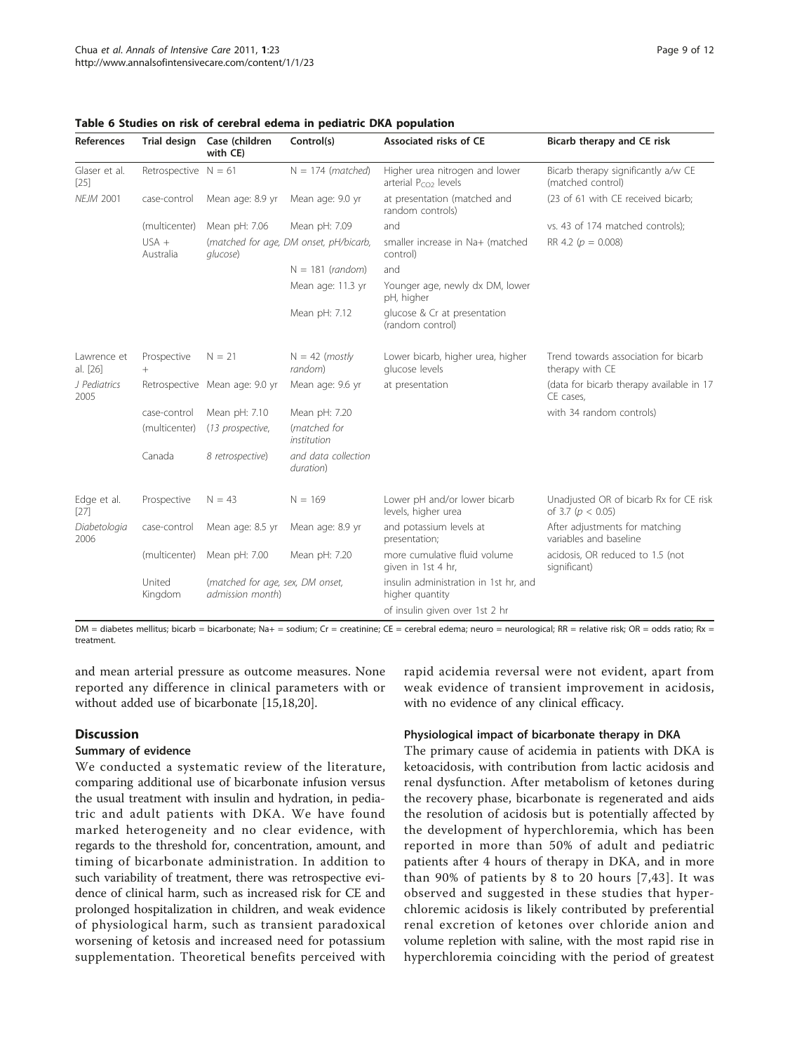**Table 6 Studies on risk of cerebral edema in pediatric DKA population**

| References | Trial design | Case (children with CE) | Control(s) | Associated risks of CE | Bicarb therapy and CE risk |
|---|---|---|---|---|---|
| Glaser et al. [25] *NEJM* 2001 | Retrospective case-control (multicenter) USA + Australia | N = 61 Mean age: 8.9 yr Mean pH: 7.06 (*matched for age, DM onset, pH/bicarb, glucose*) | N = 174 (*matched*) Mean age: 9.0 yr Mean pH: 7.09 N = 181 (*random*) Mean age: 11.3 yr Mean pH: 7.12 | Higher urea nitrogen and lower arterial $P_{CO2}$ levels at presentation (matched and random controls) and smaller increase in Na+ (matched control) and Younger age, newly dx DM, lower pH, higher glucose & Cr at presentation (random control) | Bicarb therapy significantly a/w CE (matched control) (23 of 61 with CE received bicarb; vs. 43 of 174 matched controls); RR 4.2 ($p$ = 0.008) |
| Lawrence et al. [26] *J Pediatrics* 2005 | Prospective + Retrospective case-control (multicenter) Canada | N = 21 Mean age: 9.0 yr Mean pH: 7.10 (*13 prospective, 8 retrospective*) | N = 42 (*mostly random*) Mean age: 9.6 yr Mean pH: 7.20 (*matched for institution and data collection duration*) | Lower bicarb, higher urea, higher glucose levels at presentation | Trend towards association for bicarb therapy with CE (data for bicarb therapy available in 17 CE cases, with 34 random controls) |
| Edge et al. [27] *Diabetologia* 2006 | Prospective case-control (multicenter) United Kingdom | N = 43 Mean age: 8.5 yr Mean pH: 7.00 (*matched for age, sex, DM onset, admission month*) | N = 169 Mean age: 8.9 yr Mean pH: 7.20 | Lower pH and/or lower bicarb levels, higher urea and potassium levels at presentation; more cumulative fluid volume given in 1st 4 hr, insulin administration in 1st hr, and higher quantity of insulin given over 1st 2 hr | Unadjusted OR of bicarb Rx for CE risk of 3.7 ($p < 0.05$) After adjustments for matching variables and baseline acidosis, OR reduced to 1.5 (not significant) |

DM = diabetes mellitus; bicarb = bicarbonate; Na+ = sodium; Cr = creatinine; CE = cerebral edema; neuro = neurological; RR = relative risk; OR = odds ratio; Rx = treatment.

and mean arterial pressure as outcome measures. None reported any difference in clinical parameters with or without added use of bicarbonate [15,18,20].

## Discussion

### Summary of evidence

We conducted a systematic review of the literature, comparing additional use of bicarbonate infusion versus the usual treatment with insulin and hydration, in pediatric and adult patients with DKA. We have found marked heterogeneity and no clear evidence, with regards to the threshold for, concentration, amount, and timing of bicarbonate administration. In addition to such variability of treatment, there was retrospective evidence of clinical harm, such as increased risk for CE and prolonged hospitalization in children, and weak evidence of physiological harm, such as transient paradoxical worsening of ketosis and increased need for potassium supplementation. Theoretical benefits perceived with rapid acidemia reversal were not evident, apart from weak evidence of transient improvement in acidosis, with no evidence of any clinical efficacy.

### Physiological impact of bicarbonate therapy in DKA

The primary cause of acidemia in patients with DKA is ketoacidosis, with contribution from lactic acidosis and renal dysfunction. After metabolism of ketones during the recovery phase, bicarbonate is regenerated and aids the resolution of acidosis but is potentially affected by the development of hyperchloremia, which has been reported in more than 50% of adult and pediatric patients after 4 hours of therapy in DKA, and in more than 90% of patients by 8 to 20 hours [7,43]. It was observed and suggested in these studies that hyperchloremic acidosis is likely contributed by preferential renal excretion of ketones over chloride anion and volume repletion with saline, with the most rapid rise in hyperchloremia coinciding with the period of greatest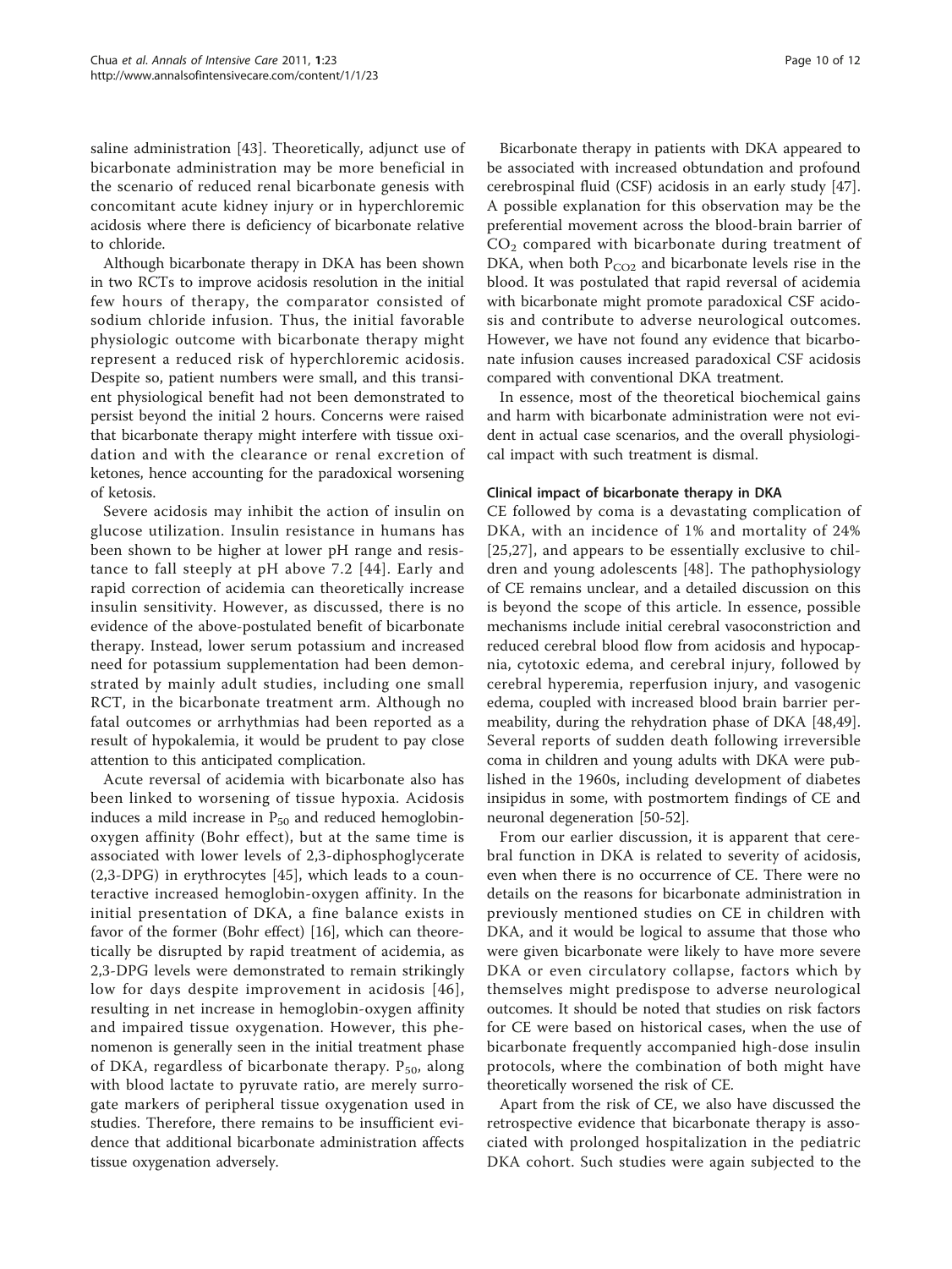saline administration [43]. Theoretically, adjunct use of bicarbonate administration may be more beneficial in the scenario of reduced renal bicarbonate genesis with concomitant acute kidney injury or in hyperchloremic acidosis where there is deficiency of bicarbonate relative to chloride.

Although bicarbonate therapy in DKA has been shown in two RCTs to improve acidosis resolution in the initial few hours of therapy, the comparator consisted of sodium chloride infusion. Thus, the initial favorable physiologic outcome with bicarbonate therapy might represent a reduced risk of hyperchloremic acidosis. Despite so, patient numbers were small, and this transient physiological benefit had not been demonstrated to persist beyond the initial 2 hours. Concerns were raised that bicarbonate therapy might interfere with tissue oxidation and with the clearance or renal excretion of ketones, hence accounting for the paradoxical worsening of ketosis.

Severe acidosis may inhibit the action of insulin on glucose utilization. Insulin resistance in humans has been shown to be higher at lower pH range and resistance to fall steeply at pH above 7.2 [44]. Early and rapid correction of acidemia can theoretically increase insulin sensitivity. However, as discussed, there is no evidence of the above-postulated benefit of bicarbonate therapy. Instead, lower serum potassium and increased need for potassium supplementation had been demonstrated by mainly adult studies, including one small RCT, in the bicarbonate treatment arm. Although no fatal outcomes or arrhythmias had been reported as a result of hypokalemia, it would be prudent to pay close attention to this anticipated complication.

Acute reversal of acidemia with bicarbonate also has been linked to worsening of tissue hypoxia. Acidosis induces a mild increase in $P_{50}$ and reduced hemoglobin-oxygen affinity (Bohr effect), but at the same time is associated with lower levels of 2,3-diphosphoglycerate (2,3-DPG) in erythrocytes [45], which leads to a counteractive increased hemoglobin-oxygen affinity. In the initial presentation of DKA, a fine balance exists in favor of the former (Bohr effect) [16], which can theoretically be disrupted by rapid treatment of acidemia, as 2,3-DPG levels were demonstrated to remain strikingly low for days despite improvement in acidosis [46], resulting in net increase in hemoglobin-oxygen affinity and impaired tissue oxygenation. However, this phenomenon is generally seen in the initial treatment phase of DKA, regardless of bicarbonate therapy. $P_{50}$, along with blood lactate to pyruvate ratio, are merely surrogate markers of peripheral tissue oxygenation used in studies. Therefore, there remains to be insufficient evidence that additional bicarbonate administration affects tissue oxygenation adversely.

Bicarbonate therapy in patients with DKA appeared to be associated with increased obtundation and profound cerebrospinal fluid (CSF) acidosis in an early study [47]. A possible explanation for this observation may be the preferential movement across the blood-brain barrier of $CO_2$ compared with bicarbonate during treatment of DKA, when both $P_{CO_2}$ and bicarbonate levels rise in the blood. It was postulated that rapid reversal of acidemia with bicarbonate might promote paradoxical CSF acidosis and contribute to adverse neurological outcomes. However, we have not found any evidence that bicarbonate infusion causes increased paradoxical CSF acidosis compared with conventional DKA treatment.

In essence, most of the theoretical biochemical gains and harm with bicarbonate administration were not evident in actual case scenarios, and the overall physiological impact with such treatment is dismal.

### Clinical impact of bicarbonate therapy in DKA

CE followed by coma is a devastating complication of DKA, with an incidence of 1% and mortality of 24% [25,27], and appears to be essentially exclusive to children and young adolescents [48]. The pathophysiology of CE remains unclear, and a detailed discussion on this is beyond the scope of this article. In essence, possible mechanisms include initial cerebral vasoconstriction and reduced cerebral blood flow from acidosis and hypocapnia, cytotoxic edema, and cerebral injury, followed by cerebral hyperemia, reperfusion injury, and vasogenic edema, coupled with increased blood brain barrier permeability, during the rehydration phase of DKA [48,49]. Several reports of sudden death following irreversible coma in children and young adults with DKA were published in the 1960s, including development of diabetes insipidus in some, with postmortem findings of CE and neuronal degeneration [50-52].

From our earlier discussion, it is apparent that cerebral function in DKA is related to severity of acidosis, even when there is no occurrence of CE. There were no details on the reasons for bicarbonate administration in previously mentioned studies on CE in children with DKA, and it would be logical to assume that those who were given bicarbonate were likely to have more severe DKA or even circulatory collapse, factors which by themselves might predispose to adverse neurological outcomes. It should be noted that studies on risk factors for CE were based on historical cases, when the use of bicarbonate frequently accompanied high-dose insulin protocols, where the combination of both might have theoretically worsened the risk of CE.

Apart from the risk of CE, we also have discussed the retrospective evidence that bicarbonate therapy is associated with prolonged hospitalization in the pediatric DKA cohort. Such studies were again subjected to the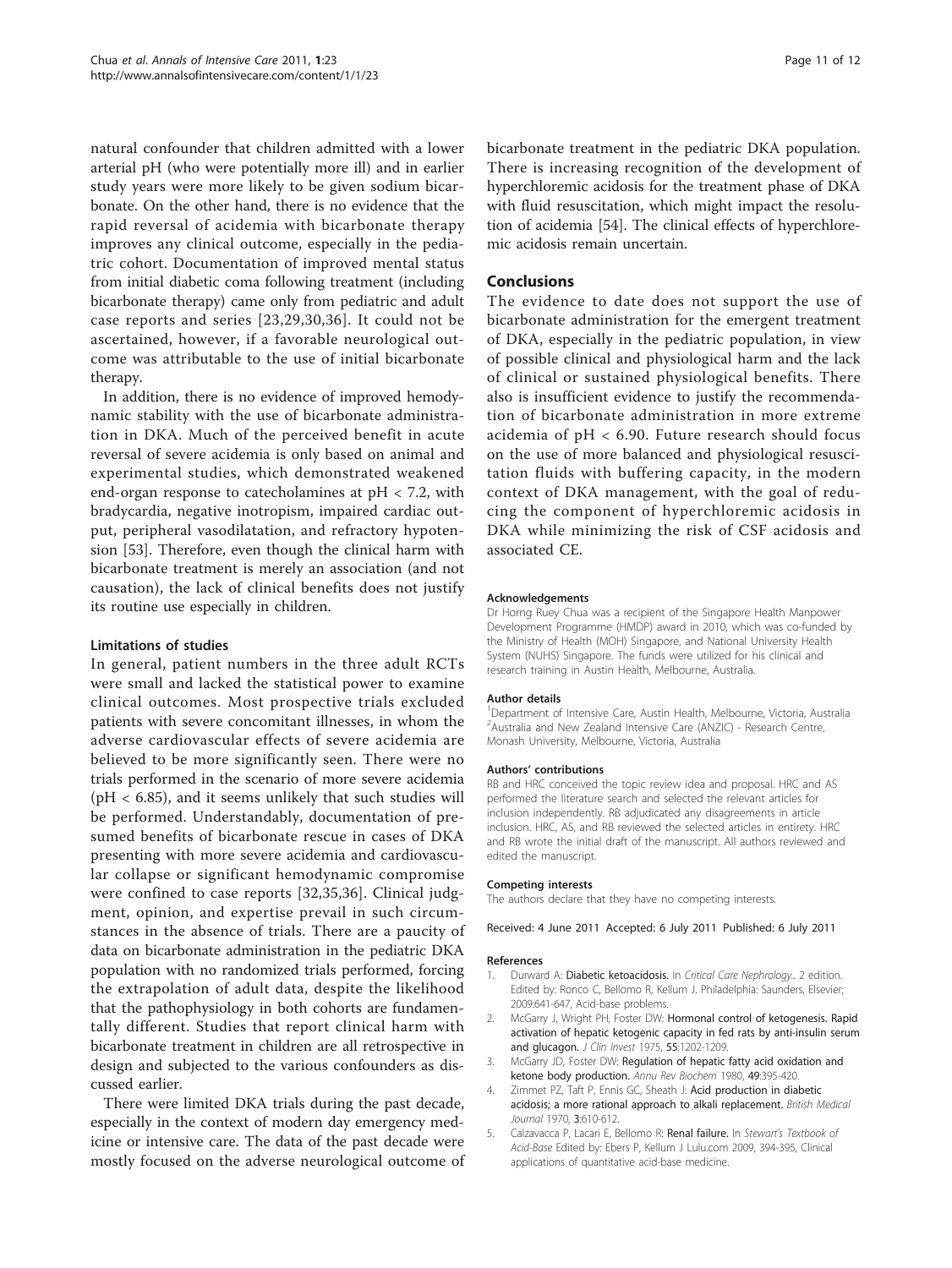natural confounder that children admitted with a lower arterial pH (who were potentially more ill) and in earlier study years were more likely to be given sodium bicarbonate. On the other hand, there is no evidence that the rapid reversal of acidemia with bicarbonate therapy improves any clinical outcome, especially in the pediatric cohort. Documentation of improved mental status from initial diabetic coma following treatment (including bicarbonate therapy) came only from pediatric and adult case reports and series [23,29,30,36]. It could not be ascertained, however, if a favorable neurological outcome was attributable to the use of initial bicarbonate therapy.

In addition, there is no evidence of improved hemodynamic stability with the use of bicarbonate administration in DKA. Much of the perceived benefit in acute reversal of severe acidemia is only based on animal and experimental studies, which demonstrated weakened end-organ response to catecholamines at pH < 7.2, with bradycardia, negative inotropism, impaired cardiac output, peripheral vasodilatation, and refractory hypotension [53]. Therefore, even though the clinical harm with bicarbonate treatment is merely an association (and not causation), the lack of clinical benefits does not justify its routine use especially in children.

### Limitations of studies

In general, patient numbers in the three adult RCTs were small and lacked the statistical power to examine clinical outcomes. Most prospective trials excluded patients with severe concomitant illnesses, in whom the adverse cardiovascular effects of severe acidemia are believed to be more significantly seen. There were no trials performed in the scenario of more severe acidemia (pH < 6.85), and it seems unlikely that such studies will be performed. Understandably, documentation of presumed benefits of bicarbonate rescue in cases of DKA presenting with more severe acidemia and cardiovascular collapse or significant hemodynamic compromise were confined to case reports [32,35,36]. Clinical judgment, opinion, and expertise prevail in such circumstances in the absence of trials. There are a paucity of data on bicarbonate administration in the pediatric DKA population with no randomized trials performed, forcing the extrapolation of adult data, despite the likelihood that the pathophysiology in both cohorts are fundamentally different. Studies that report clinical harm with bicarbonate treatment in children are all retrospective in design and subjected to the various confounders as discussed earlier.

There were limited DKA trials during the past decade, especially in the context of modern day emergency medicine or intensive care. The data of the past decade were mostly focused on the adverse neurological outcome of bicarbonate treatment in the pediatric DKA population. There is increasing recognition of the development of hyperchloremic acidosis for the treatment phase of DKA with fluid resuscitation, which might impact the resolution of acidemia [54]. The clinical effects of hyperchloremic acidosis remain uncertain.

## Conclusions

The evidence to date does not support the use of bicarbonate administration for the emergent treatment of DKA, especially in the pediatric population, in view of possible clinical and physiological harm and the lack of clinical or sustained physiological benefits. There also is insufficient evidence to justify the recommendation of bicarbonate administration in more extreme acidemia of pH < 6.90. Future research should focus on the use of more balanced and physiological resuscitation fluids with buffering capacity, in the modern context of DKA management, with the goal of reducing the component of hyperchloremic acidosis in DKA while minimizing the risk of CSF acidosis and associated CE.

#### Acknowledgements

Dr Horng Ruey Chua was a recipient of the Singapore Health Manpower Development Programme (HMDP) award in 2010, which was co-funded by the Ministry of Health (MOH) Singapore, and National University Health System (NUHS) Singapore. The funds were utilized for his clinical and research training in Austin Health, Melbourne, Australia.

#### Author details

[1]Department of Intensive Care, Austin Health, Melbourne, Victoria, Australia
[2]Australia and New Zealand Intensive Care (ANZIC) - Research Centre, Monash University, Melbourne, Victoria, Australia

#### Authors' contributions

RB and HRC conceived the topic review idea and proposal. HRC and AS performed the literature search and selected the relevant articles for inclusion independently. RB adjudicated any disagreements in article inclusion. HRC, AS, and RB reviewed the selected articles in entirety. HRC and RB wrote the initial draft of the manuscript. All authors reviewed and edited the manuscript.

#### Competing interests

The authors declare that they have no competing interests.

Received: 4 June 2011 Accepted: 6 July 2011 Published: 6 July 2011

#### References

1. Durward A: **Diabetic ketoacidosis.** In *Critical Care Nephrology.*. 2 edition. Edited by: Ronco C, Bellomo R, Kellum J. Philadelphia: Saunders, Elsevier; 2009:641-647, Acid-base problems.
2. McGarry J, Wright PH, Foster DW: **Hormonal control of ketogenesis. Rapid activation of hepatic ketogenic capacity in fed rats by anti-insulin serum and glucagon.** *J Clin Invest* 1975, **55**:1202-1209.
3. McGarry JD, Foster DW: **Regulation of hepatic fatty acid oxidation and ketone body production.** *Annu Rev Biochem* 1980, **49**:395-420.
4. Zimmet PZ, Taft P, Ennis GC, Sheath J: **Acid production in diabetic acidosis; a more rational approach to alkali replacement.** *British Medical Journal* 1970, **3**:610-612.
5. Calzavacca P, Lacari E, Bellomo R: **Renal failure.** In *Stewart's Textbook of Acid-Base* Edited by: Ebers P, Kellum J Lulu.com 2009, 394-395, Clinical applications of quantitative acid-base medicine.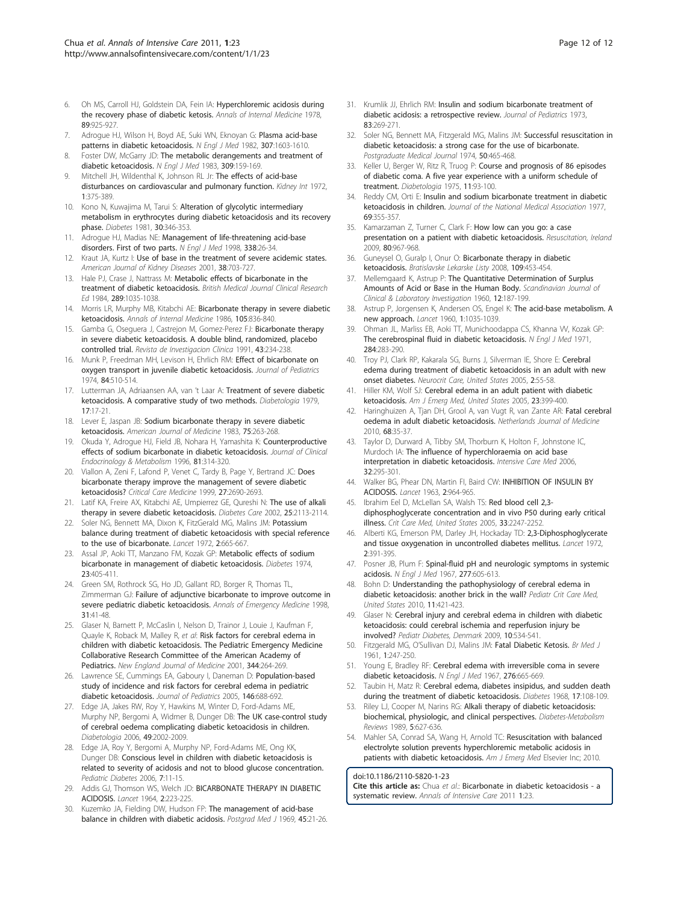6. Oh MS, Carroll HJ, Goldstein DA, Fein IA: **Hyperchloremic acidosis during the recovery phase of diabetic ketosis.** *Annals of Internal Medicine* 1978, **89**:925-927.
7. Adrogue HJ, Wilson H, Boyd AE, Suki WN, Eknoyan G: **Plasma acid-base patterns in diabetic ketoacidosis.** *N Engl J Med* 1982, **307**:1603-1610.
8. Foster DW, McGarry JD: **The metabolic derangements and treatment of diabetic ketoacidosis.** *N Engl J Med* 1983, **309**:159-169.
9. Mitchell JH, Wildenthal K, Johnson RL Jr: **The effects of acid-base disturbances on cardiovascular and pulmonary function.** *Kidney Int* 1972, **1**:375-389.
10. Kono N, Kuwajima M, Tarui S: **Alteration of glycolytic intermediary metabolism in erythrocytes during diabetic ketoacidosis and its recovery phase.** *Diabetes* 1981, **30**:346-353.
11. Adrogue HJ, Madias NE: **Management of life-threatening acid-base disorders. First of two parts.** *N Engl J Med* 1998, **338**:26-34.
12. Kraut JA, Kurtz I: **Use of base in the treatment of severe acidemic states.** *American Journal of Kidney Diseases* 2001, **38**:703-727.
13. Hale PJ, Crase J, Nattrass M: **Metabolic effects of bicarbonate in the treatment of diabetic ketoacidosis.** *British Medical Journal Clinical Research Ed* 1984, **289**:1035-1038.
14. Morris LR, Murphy MB, Kitabchi AE: **Bicarbonate therapy in severe diabetic ketoacidosis.** *Annals of Internal Medicine* 1986, **105**:836-840.
15. Gamba G, Oseguera J, Castrejon M, Gomez-Perez FJ: **Bicarbonate therapy in severe diabetic ketoacidosis. A double blind, randomized, placebo controlled trial.** *Revista de Investigacion Clinica* 1991, **43**:234-238.
16. Munk P, Freedman MH, Levison H, Ehrlich RM: **Effect of bicarbonate on oxygen transport in juvenile diabetic ketoacidosis.** *Journal of Pediatrics* 1974, **84**:510-514.
17. Lutterman JA, Adriaansen AA, van 't Laar A: **Treatment of severe diabetic ketoacidosis. A comparative study of two methods.** *Diabetologia* 1979, **17**:17-21.
18. Lever E, Jaspan JB: **Sodium bicarbonate therapy in severe diabetic ketoacidosis.** *American Journal of Medicine* 1983, **75**:263-268.
19. Okuda Y, Adrogue HJ, Field JB, Nohara H, Yamashita K: **Counterproductive effects of sodium bicarbonate in diabetic ketoacidosis.** *Journal of Clinical Endocrinology & Metabolism* 1996, **81**:314-320.
20. Viallon A, Zeni F, Lafond P, Venet C, Tardy B, Page Y, Bertrand JC: **Does bicarbonate therapy improve the management of severe diabetic ketoacidosis?** *Critical Care Medicine* 1999, **27**:2690-2693.
21. Latif KA, Freire AX, Kitabchi AE, Umpierrez GE, Qureshi N: **The use of alkali therapy in severe diabetic ketoacidosis.** *Diabetes Care* 2002, **25**:2113-2114.
22. Soler NG, Bennett MA, Dixon K, FitzGerald MG, Malins JM: **Potassium balance during treatment of diabetic ketoacidosis with special reference to the use of bicarbonate.** *Lancet* 1972, **2**:665-667.
23. Assal JP, Aoki TT, Manzano FM, Kozak GP: **Metabolic effects of sodium bicarbonate in management of diabetic ketoacidosis.** *Diabetes* 1974, **23**:405-411.
24. Green SM, Rothrock SG, Ho JD, Gallant RD, Borger R, Thomas TL, Zimmerman GJ: **Failure of adjunctive bicarbonate to improve outcome in severe pediatric diabetic ketoacidosis.** *Annals of Emergency Medicine* 1998, **31**:41-48.
25. Glaser N, Barnett P, McCaslin I, Nelson D, Trainor J, Louie J, Kaufman F, Quayle K, Roback M, Malley R, *et al*: **Risk factors for cerebral edema in children with diabetic ketoacidosis. The Pediatric Emergency Medicine Collaborative Research Committee of the American Academy of Pediatrics.** *New England Journal of Medicine* 2001, **344**:264-269.
26. Lawrence SE, Cummings EA, Gaboury I, Daneman D: **Population-based study of incidence and risk factors for cerebral edema in pediatric diabetic ketoacidosis.** *Journal of Pediatrics* 2005, **146**:688-692.
27. Edge JA, Jakes RW, Roy Y, Hawkins M, Winter D, Ford-Adams ME, Murphy NP, Bergomi A, Widmer B, Dunger DB: **The UK case-control study of cerebral oedema complicating diabetic ketoacidosis in children.** *Diabetologia* 2006, **49**:2002-2009.
28. Edge JA, Roy Y, Bergomi A, Murphy NP, Ford-Adams ME, Ong KK, Dunger DB: **Conscious level in children with diabetic ketoacidosis is related to severity of acidosis and not to blood glucose concentration.** *Pediatric Diabetes* 2006, **7**:11-15.
29. Addis GJ, Thomson WS, Welch JD: **BICARBONATE THERAPY IN DIABETIC ACIDOSIS.** *Lancet* 1964, **2**:223-225.
30. Kuzemko JA, Fielding DW, Hudson FP: **The management of acid-base balance in children with diabetic acidosis.** *Postgrad Med J* 1969, **45**:21-26.
31. Krumlik JJ, Ehrlich RM: **Insulin and sodium bicarbonate treatment of diabetic acidosis: a retrospective review.** *Journal of Pediatrics* 1973, **83**:269-271.
32. Soler NG, Bennett MA, Fitzgerald MG, Malins JM: **Successful resuscitation in diabetic ketoacidosis: a strong case for the use of bicarbonate.** *Postgraduate Medical Journal* 1974, **50**:465-468.
33. Keller U, Berger W, Ritz R, Truog P: **Course and prognosis of 86 episodes of diabetic coma. A five year experience with a uniform schedule of treatment.** *Diabetologia* 1975, **11**:93-100.
34. Reddy CM, Orti E: **Insulin and sodium bicarbonate treatment in diabetic ketoacidosis in children.** *Journal of the National Medical Association* 1977, **69**:355-357.
35. Kamarzaman Z, Turner C, Clark F: **How low can you go: a case presentation on a patient with diabetic ketoacidosis.** *Resuscitation, Ireland* 2009, **80**:967-968.
36. Guneysel O, Guralp I, Onur O: **Bicarbonate therapy in diabetic ketoacidosis.** *Bratislavske Lekarske Listy* 2008, **109**:453-454.
37. Mellemgaard K, Astrup P: **The Quantitative Determination of Surplus Amounts of Acid or Base in the Human Body.** *Scandinavian Journal of Clinical & Laboratory Investigation* 1960, **12**:187-199.
38. Astrup P, Jorgensen K, Andersen OS, Engel K: **The acid-base metabolism. A new approach.** *Lancet* 1960, **1**:1035-1039.
39. Ohman JL, Marliss EB, Aoki TT, Munichoodappa CS, Khanna VV, Kozak GP: **The cerebrospinal fluid in diabetic ketoacidosis.** *N Engl J Med* 1971, **284**:283-290.
40. Troy PJ, Clark RP, Kakarala SG, Burns J, Silverman IE, Shore E: **Cerebral edema during treatment of diabetic ketoacidosis in an adult with new onset diabetes.** *Neurocrit Care, United States* 2005, **2**:55-58.
41. Hiller KM, Wolf SJ: **Cerebral edema in an adult patient with diabetic ketoacidosis.** *Am J Emerg Med, United States* 2005, **23**:399-400.
42. Haringhuizen A, Tjan DH, Grool A, van Vugt R, van Zante AR: **Fatal cerebral oedema in adult diabetic ketoacidosis.** *Netherlands Journal of Medicine* 2010, **68**:35-37.
43. Taylor D, Durward A, Tibby SM, Thorburn K, Holton F, Johnstone IC, Murdoch IA: **The influence of hyperchloraemia on acid base interpretation in diabetic ketoacidosis.** *Intensive Care Med* 2006, **32**:295-301.
44. Walker BG, Phear DN, Martin FI, Baird CW: **INHIBITION OF INSULIN BY ACIDOSIS.** *Lancet* 1963, **2**:964-965.
45. Ibrahim Eel D, McLellan SA, Walsh TS: **Red blood cell 2,3-diphosphoglycerate concentration and in vivo P50 during early critical illness.** *Crit Care Med, United States* 2005, **33**:2247-2252.
46. Alberti KG, Emerson PM, Darley JH, Hockaday TD: **2,3-Diphosphoglycerate and tissue oxygenation in uncontrolled diabetes mellitus.** *Lancet* 1972, **2**:391-395.
47. Posner JB, Plum F: **Spinal-fluid pH and neurologic symptoms in systemic acidosis.** *N Engl J Med* 1967, **277**:605-613.
48. Bohn D: **Understanding the pathophysiology of cerebral edema in diabetic ketoacidosis: another brick in the wall?** *Pediatr Crit Care Med, United States* 2010, **11**:421-423.
49. Glaser N: **Cerebral injury and cerebral edema in children with diabetic ketoacidosis: could cerebral ischemia and reperfusion injury be involved?** *Pediatr Diabetes, Denmark* 2009, **10**:534-541.
50. Fitzgerald MG, O'Sullivan DJ, Malins JM: **Fatal Diabetic Ketosis.** *Br Med J* 1961, **1**:247-250.
51. Young E, Bradley RF: **Cerebral edema with irreversible coma in severe diabetic ketoacidosis.** *N Engl J Med* 1967, **276**:665-669.
52. Taubin H, Matz R: **Cerebral edema, diabetes insipidus, and sudden death during the treatment of diabetic ketoacidosis.** *Diabetes* 1968, **17**:108-109.
53. Riley LJ, Cooper M, Narins RG: **Alkali therapy of diabetic ketoacidosis: biochemical, physiologic, and clinical perspectives.** *Diabetes-Metabolism Reviews* 1989, **5**:627-636.
54. Mahler SA, Conrad SA, Wang H, Arnold TC: **Resuscitation with balanced electrolyte solution prevents hyperchloremic metabolic acidosis in patients with diabetic ketoacidosis.** *Am J Emerg Med* Elsevier Inc; 2010.

doi:10.1186/2110-5820-1-23

**Cite this article as:** Chua *et al.*: Bicarbonate in diabetic ketoacidosis - a systematic review. *Annals of Intensive Care* 2011 **1**:23.